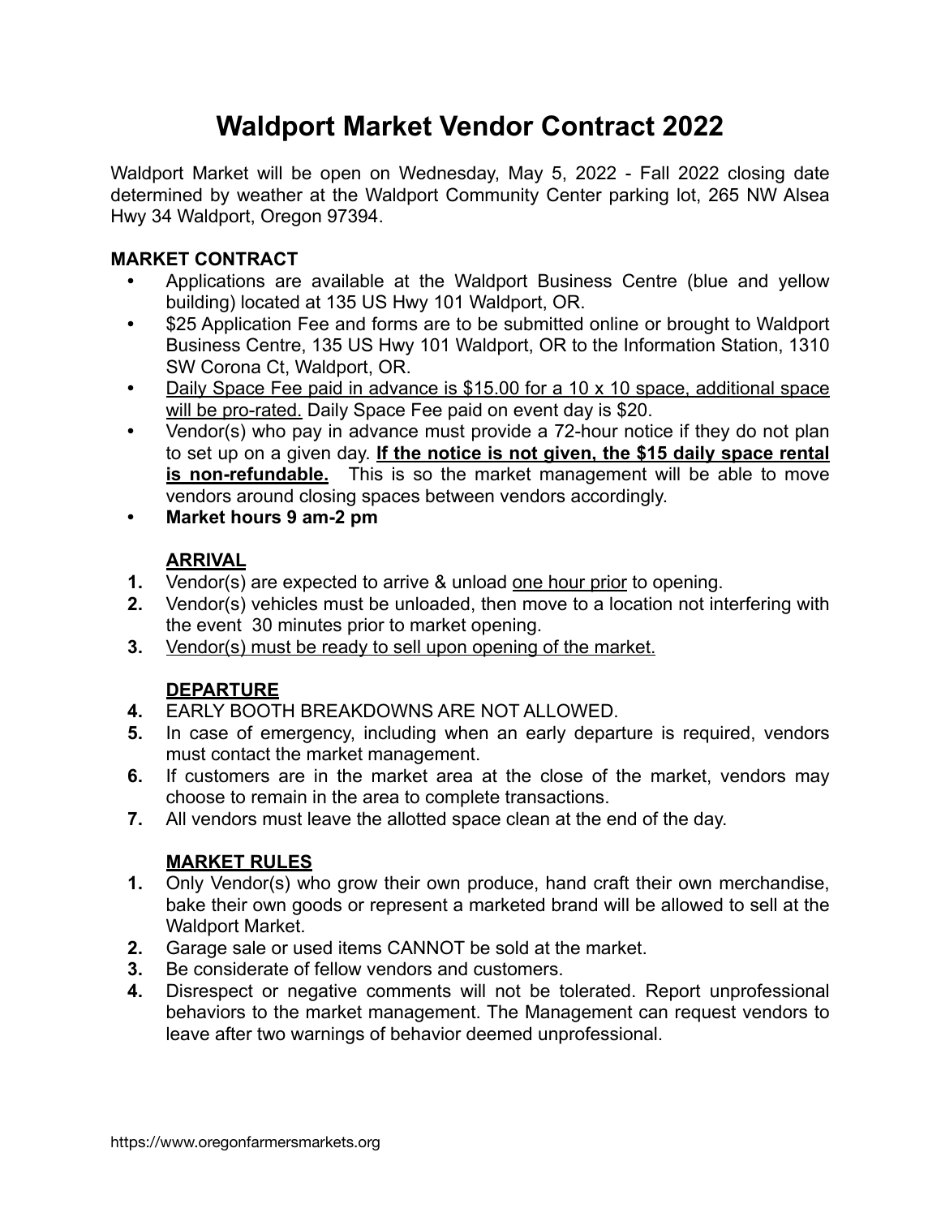# Waldport Market Vendor Contract 2022

Waldport Market will be open on Wednesday, May 5, 2022 - Fall 2022 closing date determined by weather at the Waldport Community Center parking lot, 265 NW Alsea Hwy 34 Waldport, Oregon 97394.

**MARKET CONTRACT**

- Applications are available at the Waldport Business Centre (blue and yellow building) located at 135 US Hwy 101 Waldport, OR.
- $25 Application Fee and forms are to be submitted online or brought to Waldport Business Centre, 135 US Hwy 101 Waldport, OR to the Information Station, 1310 SW Corona Ct, Waldport, OR.
- <u>Daily Space Fee paid in advance is $15.00 for a 10 x 10 space, additional space will be pro-rated.</u> Daily Space Fee paid on event day is $20.
- Vendor(s) who pay in advance must provide a 72-hour notice if they do not plan to set up on a given day. **<u>If the notice is not given, the $15 daily space rental is non-refundable.</u>** This is so the market management will be able to move vendors around closing spaces between vendors accordingly.
- **Market hours 9 am-2 pm**

**<u>ARRIVAL</u>**

1. Vendor(s) are expected to arrive & unload <u>one hour prior</u> to opening.
2. Vendor(s) vehicles must be unloaded, then move to a location not interfering with the event 30 minutes prior to market opening.
3. <u>Vendor(s) must be ready to sell upon opening of the market.</u>

**<u>DEPARTURE</u>**

4. EARLY BOOTH BREAKDOWNS ARE NOT ALLOWED.
5. In case of emergency, including when an early departure is required, vendors must contact the market management.
6. If customers are in the market area at the close of the market, vendors may choose to remain in the area to complete transactions.
7. All vendors must leave the allotted space clean at the end of the day.

**<u>MARKET RULES</u>**

1. Only Vendor(s) who grow their own produce, hand craft their own merchandise, bake their own goods or represent a marketed brand will be allowed to sell at the Waldport Market.
2. Garage sale or used items CANNOT be sold at the market.
3. Be considerate of fellow vendors and customers.
4. Disrespect or negative comments will not be tolerated. Report unprofessional behaviors to the market management. The Management can request vendors to leave after two warnings of behavior deemed unprofessional.

https://www.oregonfarmersmarkets.org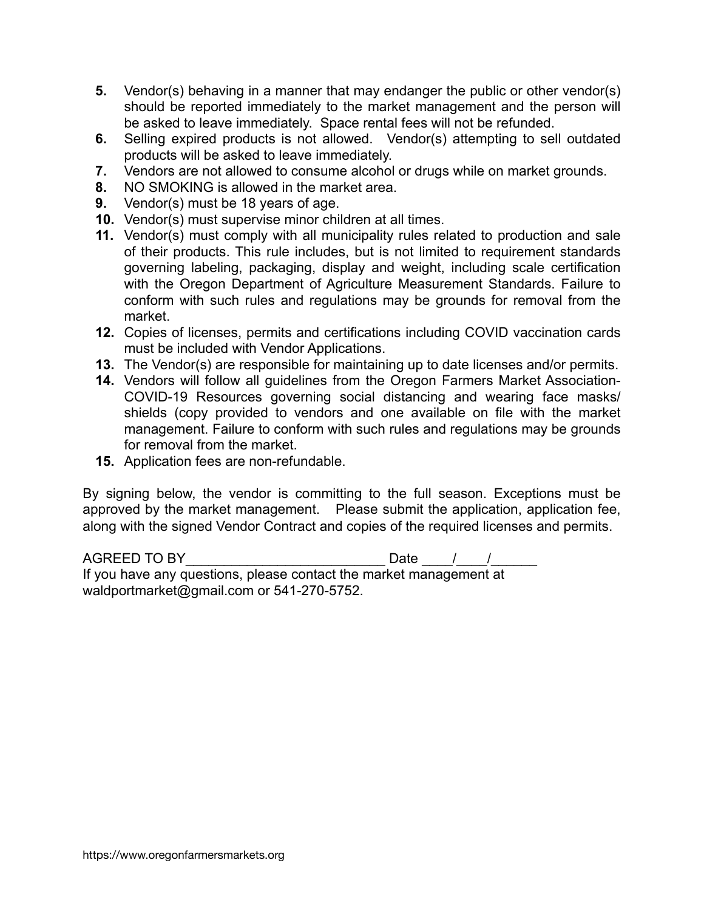5. Vendor(s) behaving in a manner that may endanger the public or other vendor(s) should be reported immediately to the market management and the person will be asked to leave immediately. Space rental fees will not be refunded.
6. Selling expired products is not allowed. Vendor(s) attempting to sell outdated products will be asked to leave immediately.
7. Vendors are not allowed to consume alcohol or drugs while on market grounds.
8. NO SMOKING is allowed in the market area.
9. Vendor(s) must be 18 years of age.
10. Vendor(s) must supervise minor children at all times.
11. Vendor(s) must comply with all municipality rules related to production and sale of their products. This rule includes, but is not limited to requirement standards governing labeling, packaging, display and weight, including scale certification with the Oregon Department of Agriculture Measurement Standards. Failure to conform with such rules and regulations may be grounds for removal from the market.
12. Copies of licenses, permits and certifications including COVID vaccination cards must be included with Vendor Applications.
13. The Vendor(s) are responsible for maintaining up to date licenses and/or permits.
14. Vendors will follow all guidelines from the Oregon Farmers Market Association-COVID-19 Resources governing social distancing and wearing face masks/ shields (copy provided to vendors and one available on file with the market management. Failure to conform with such rules and regulations may be grounds for removal from the market.
15. Application fees are non-refundable.

By signing below, the vendor is committing to the full season. Exceptions must be approved by the market management. Please submit the application, application fee, along with the signed Vendor Contract and copies of the required licenses and permits.

AGREED TO BY__________________________ Date ____/____/______

If you have any questions, please contact the market management at waldportmarket@gmail.com or 541-270-5752.

https://www.oregonfarmersmarkets.org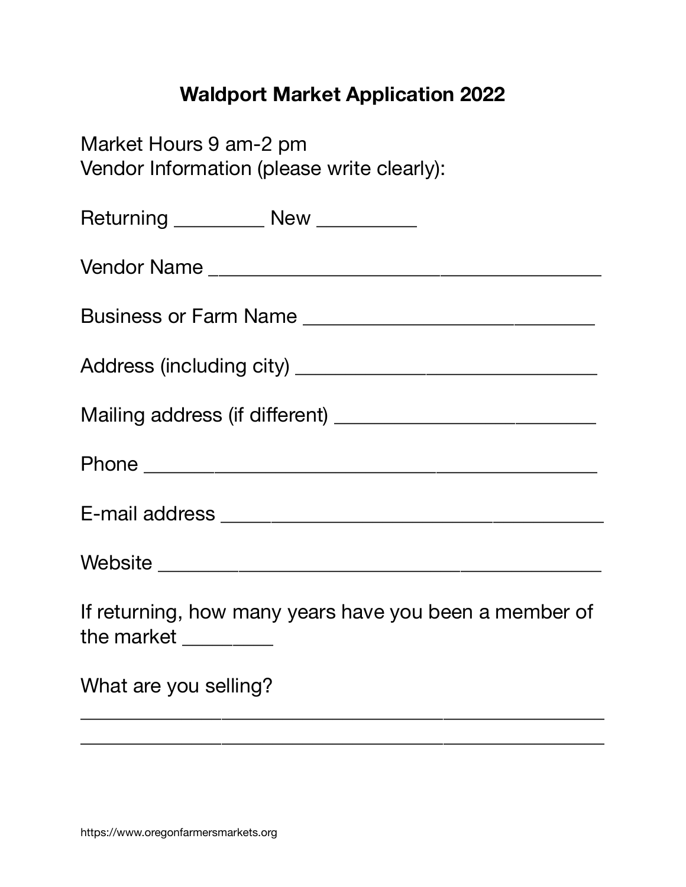# Waldport Market Application 2022

Market Hours 9 am-2 pm
Vendor Information (please write clearly):

Returning _________ New __________

Vendor Name ________________________________________

Business or Farm Name _____________________________

Address (including city) ______________________________

Mailing address (if different) ___________________________

Phone ______________________________________________

E-mail address _____________________________________

Website ____________________________________________

If returning, how many years have you been a member of the market _________

What are you selling?

_____________________________________________________

_____________________________________________________

https://www.oregonfarmersmarkets.org